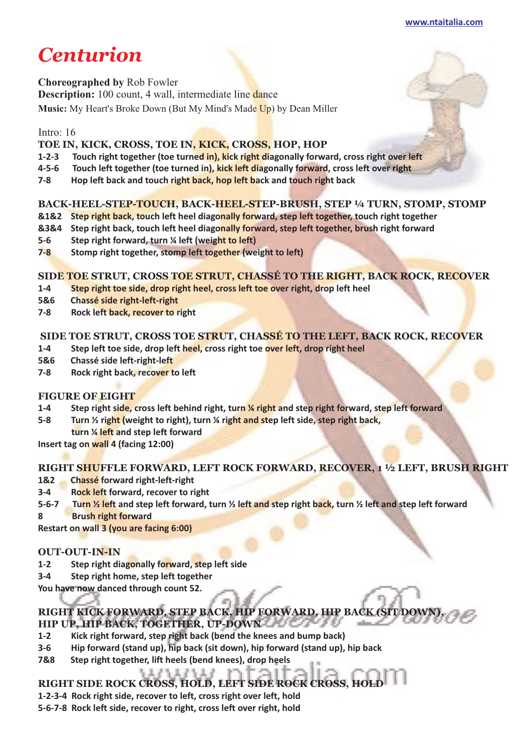# Centurion

**Choreographed by** Rob Fowler
**Description:** 100 count, 4 wall, intermediate line dance
**Music:** My Heart's Broke Down (But My Mind's Made Up) by Dean Miller

Intro: 16

### TOE IN, KICK, CROSS, TOE IN, KICK, CROSS, HOP, HOP

**1-2-3** Touch right together (toe turned in), kick right diagonally forward, cross right over left
**4-5-6** Touch left together (toe turned in), kick left diagonally forward, cross left over right
**7-8** Hop left back and touch right back, hop left back and touch right back

### BACK-HEEL-STEP-TOUCH, BACK-HEEL-STEP-BRUSH, STEP ¼ TURN, STOMP, STOMP

**&1&2** Step right back, touch left heel diagonally forward, step left together, touch right together
**&3&4** Step right back, touch left heel diagonally forward, step left together, brush right forward
**5-6** Step right forward, turn ¼ left (weight to left)
**7-8** Stomp right together, stomp left together (weight to left)

### SIDE TOE STRUT, CROSS TOE STRUT, CHASSÉ TO THE RIGHT, BACK ROCK, RECOVER

**1-4** Step right toe side, drop right heel, cross left toe over right, drop left heel
**5&6** Chassé side right-left-right
**7-8** Rock left back, recover to right

### SIDE TOE STRUT, CROSS TOE STRUT, CHASSÉ TO THE LEFT, BACK ROCK, RECOVER

**1-4** Step left toe side, drop left heel, cross right toe over left, drop right heel
**5&6** Chassé side left-right-left
**7-8** Rock right back, recover to left

### FIGURE OF EIGHT

**1-4** Step right side, cross left behind right, turn ¼ right and step right forward, step left forward
**5-8** Turn ½ right (weight to right), turn ¼ right and step left side, step right back, turn ¼ left and step left forward

**Insert tag on wall 4 (facing 12:00)**

### RIGHT SHUFFLE FORWARD, LEFT ROCK FORWARD, RECOVER, 1 ½ LEFT, BRUSH RIGHT

**1&2** Chassé forward right-left-right
**3-4** Rock left forward, recover to right
**5-6-7** Turn ½ left and step left forward, turn ½ left and step right back, turn ½ left and step left forward
**8** Brush right forward

**Restart on wall 3 (you are facing 6:00)**

### OUT-OUT-IN-IN

**1-2** Step right diagonally forward, step left side
**3-4** Step right home, step left together

**You have now danced through count 52.**

### RIGHT KICK FORWARD, STEP BACK, HIP FORWARD, HIP BACK (SIT DOWN), HIP UP, HIP BACK, TOGETHER, UP-DOWN

**1-2** Kick right forward, step right back (bend the knees and bump back)
**3-6** Hip forward (stand up), hip back (sit down), hip forward (stand up), hip back
**7&8** Step right together, lift heels (bend knees), drop heels

### RIGHT SIDE ROCK CROSS, HOLD, LEFT SIDE ROCK CROSS, HOLD

**1-2-3-4** Rock right side, recover to left, cross right over left, hold
**5-6-7-8** Rock left side, recover to right, cross left over right, hold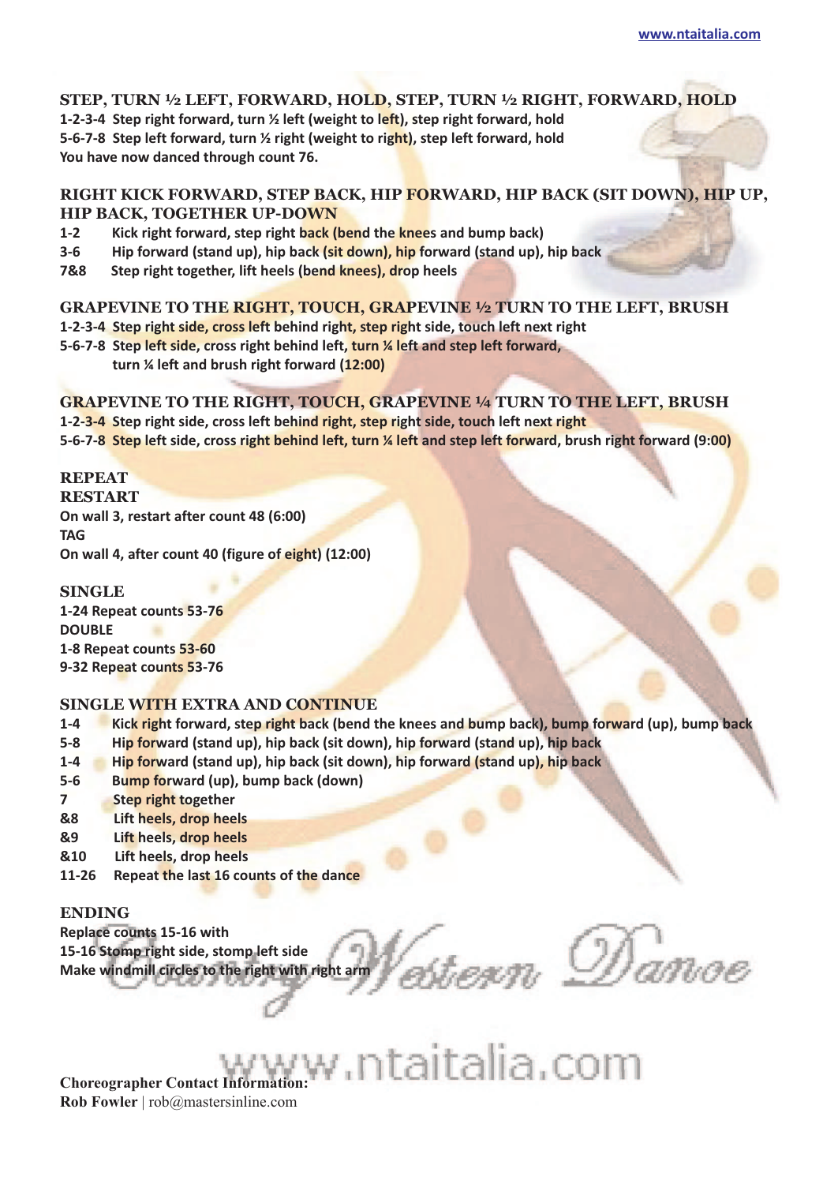### STEP, TURN ½ LEFT, FORWARD, HOLD, STEP, TURN ½ RIGHT, FORWARD, HOLD

**1-2-3-4 Step right forward, turn ½ left (weight to left), step right forward, hold**
**5-6-7-8 Step left forward, turn ½ right (weight to right), step left forward, hold**
**You have now danced through count 76.**

### RIGHT KICK FORWARD, STEP BACK, HIP FORWARD, HIP BACK (SIT DOWN), HIP UP, HIP BACK, TOGETHER UP-DOWN

**1-2 Kick right forward, step right back (bend the knees and bump back)**
**3-6 Hip forward (stand up), hip back (sit down), hip forward (stand up), hip back**
**7&8 Step right together, lift heels (bend knees), drop heels**

### GRAPEVINE TO THE RIGHT, TOUCH, GRAPEVINE ½ TURN TO THE LEFT, BRUSH

**1-2-3-4 Step right side, cross left behind right, step right side, touch left next right**
**5-6-7-8 Step left side, cross right behind left, turn ¼ left and step left forward, turn ¼ left and brush right forward (12:00)**

### GRAPEVINE TO THE RIGHT, TOUCH, GRAPEVINE ¼ TURN TO THE LEFT, BRUSH

**1-2-3-4 Step right side, cross left behind right, step right side, touch left next right**
**5-6-7-8 Step left side, cross right behind left, turn ¼ left and step left forward, brush right forward (9:00)**

### REPEAT

### RESTART

**On wall 3, restart after count 48 (6:00)**

**TAG**

**On wall 4, after count 40 (figure of eight) (12:00)**

### SINGLE

**1-24 Repeat counts 53-76**

**DOUBLE**

**1-8 Repeat counts 53-60**
**9-32 Repeat counts 53-76**

### SINGLE WITH EXTRA AND CONTINUE

**1-4 Kick right forward, step right back (bend the knees and bump back), bump forward (up), bump back**
**5-8 Hip forward (stand up), hip back (sit down), hip forward (stand up), hip back**
**1-4 Hip forward (stand up), hip back (sit down), hip forward (stand up), hip back**
**5-6 Bump forward (up), bump back (down)**
**7 Step right together**
**&8 Lift heels, drop heels**
**&9 Lift heels, drop heels**
**&10 Lift heels, drop heels**
**11-26 Repeat the last 16 counts of the dance**

### ENDING

**Replace counts 15-16 with**
**15-16 Stomp right side, stomp left side**
**Make windmill circles to the right with right arm**

**Choreographer Contact Information:**
**Rob Fowler** | rob@mastersinline.com